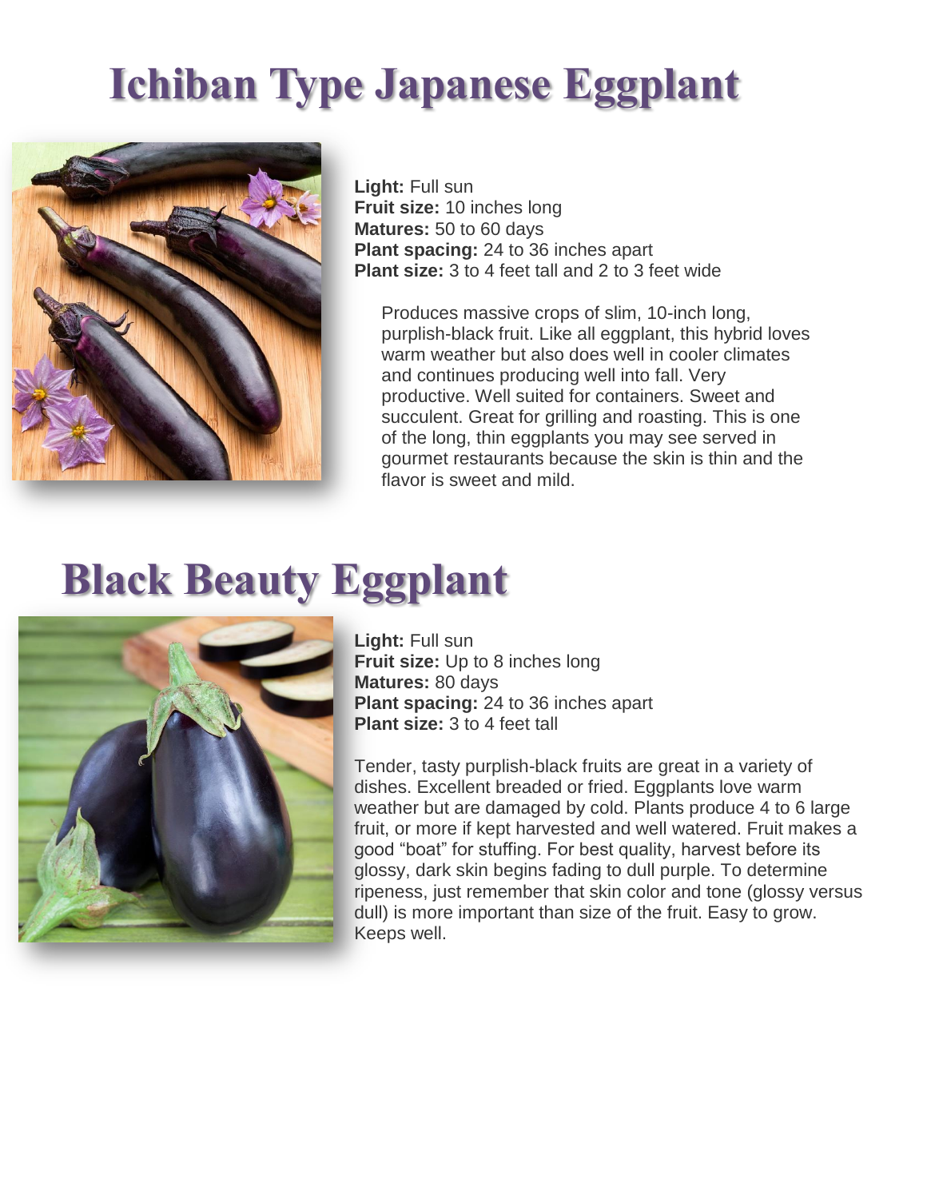# Ichiban Type Japanese Eggplant

**Light:** Full sun
**Fruit size:** 10 inches long
**Matures:** 50 to 60 days
**Plant spacing:** 24 to 36 inches apart
**Plant size:** 3 to 4 feet tall and 2 to 3 feet wide

Produces massive crops of slim, 10-inch long, purplish-black fruit. Like all eggplant, this hybrid loves warm weather but also does well in cooler climates and continues producing well into fall. Very productive. Well suited for containers. Sweet and succulent. Great for grilling and roasting. This is one of the long, thin eggplants you may see served in gourmet restaurants because the skin is thin and the flavor is sweet and mild.

# Black Beauty Eggplant

**Light:** Full sun
**Fruit size:** Up to 8 inches long
**Matures:** 80 days
**Plant spacing:** 24 to 36 inches apart
**Plant size:** 3 to 4 feet tall

Tender, tasty purplish-black fruits are great in a variety of dishes. Excellent breaded or fried. Eggplants love warm weather but are damaged by cold. Plants produce 4 to 6 large fruit, or more if kept harvested and well watered. Fruit makes a good "boat" for stuffing. For best quality, harvest before its glossy, dark skin begins fading to dull purple. To determine ripeness, just remember that skin color and tone (glossy versus dull) is more important than size of the fruit. Easy to grow. Keeps well.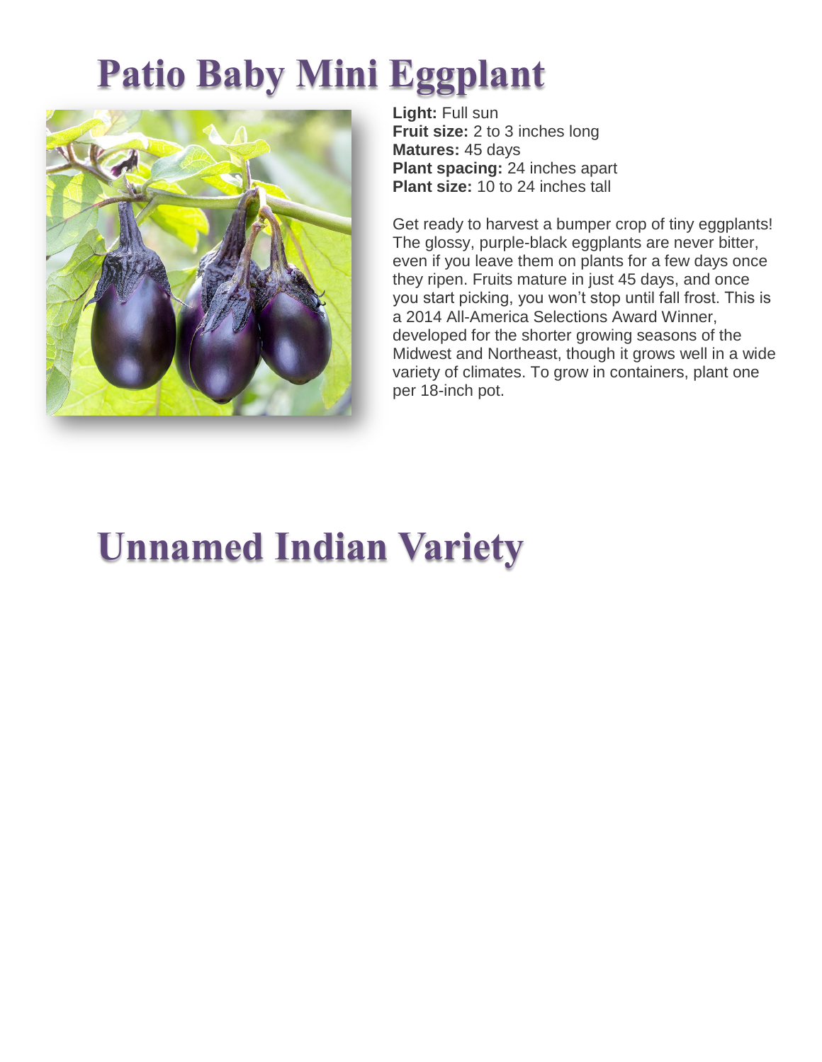# Patio Baby Mini Eggplant

**Light:** Full sun
**Fruit size:** 2 to 3 inches long
**Matures:** 45 days
**Plant spacing:** 24 inches apart
**Plant size:** 10 to 24 inches tall

Get ready to harvest a bumper crop of tiny eggplants! The glossy, purple-black eggplants are never bitter, even if you leave them on plants for a few days once they ripen. Fruits mature in just 45 days, and once you start picking, you won't stop until fall frost. This is a 2014 All-America Selections Award Winner, developed for the shorter growing seasons of the Midwest and Northeast, though it grows well in a wide variety of climates. To grow in containers, plant one per 18-inch pot.

# Unnamed Indian Variety